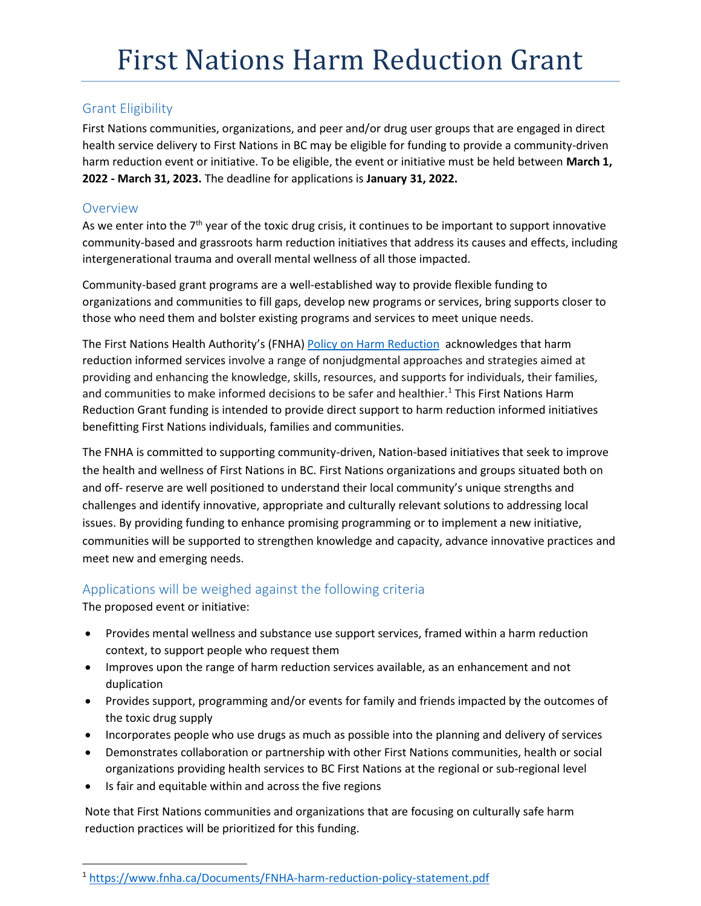# First Nations Harm Reduction Grant

## Grant Eligibility

First Nations communities, organizations, and peer and/or drug user groups that are engaged in direct health service delivery to First Nations in BC may be eligible for funding to provide a community-driven harm reduction event or initiative. To be eligible, the event or initiative must be held between **March 1, 2022 - March 31, 2023.** The deadline for applications is **January 31, 2022.**

## Overview

As we enter into the 7th year of the toxic drug crisis, it continues to be important to support innovative community-based and grassroots harm reduction initiatives that address its causes and effects, including intergenerational trauma and overall mental wellness of all those impacted.

Community-based grant programs are a well-established way to provide flexible funding to organizations and communities to fill gaps, develop new programs or services, bring supports closer to those who need them and bolster existing programs and services to meet unique needs.

The First Nations Health Authority's (FNHA) [Policy on Harm Reduction](https://www.fnha.ca/Documents/FNHA-harm-reduction-policy-statement.pdf) acknowledges that harm reduction informed services involve a range of nonjudgmental approaches and strategies aimed at providing and enhancing the knowledge, skills, resources, and supports for individuals, their families, and communities to make informed decisions to be safer and healthier.[1] This First Nations Harm Reduction Grant funding is intended to provide direct support to harm reduction informed initiatives benefitting First Nations individuals, families and communities.

The FNHA is committed to supporting community-driven, Nation-based initiatives that seek to improve the health and wellness of First Nations in BC. First Nations organizations and groups situated both on and off- reserve are well positioned to understand their local community's unique strengths and challenges and identify innovative, appropriate and culturally relevant solutions to addressing local issues. By providing funding to enhance promising programming or to implement a new initiative, communities will be supported to strengthen knowledge and capacity, advance innovative practices and meet new and emerging needs.

## Applications will be weighed against the following criteria

The proposed event or initiative:

- Provides mental wellness and substance use support services, framed within a harm reduction context, to support people who request them
- Improves upon the range of harm reduction services available, as an enhancement and not duplication
- Provides support, programming and/or events for family and friends impacted by the outcomes of the toxic drug supply
- Incorporates people who use drugs as much as possible into the planning and delivery of services
- Demonstrates collaboration or partnership with other First Nations communities, health or social organizations providing health services to BC First Nations at the regional or sub-regional level
- Is fair and equitable within and across the five regions

Note that First Nations communities and organizations that are focusing on culturally safe harm reduction practices will be prioritized for this funding.

[1] https://www.fnha.ca/Documents/FNHA-harm-reduction-policy-statement.pdf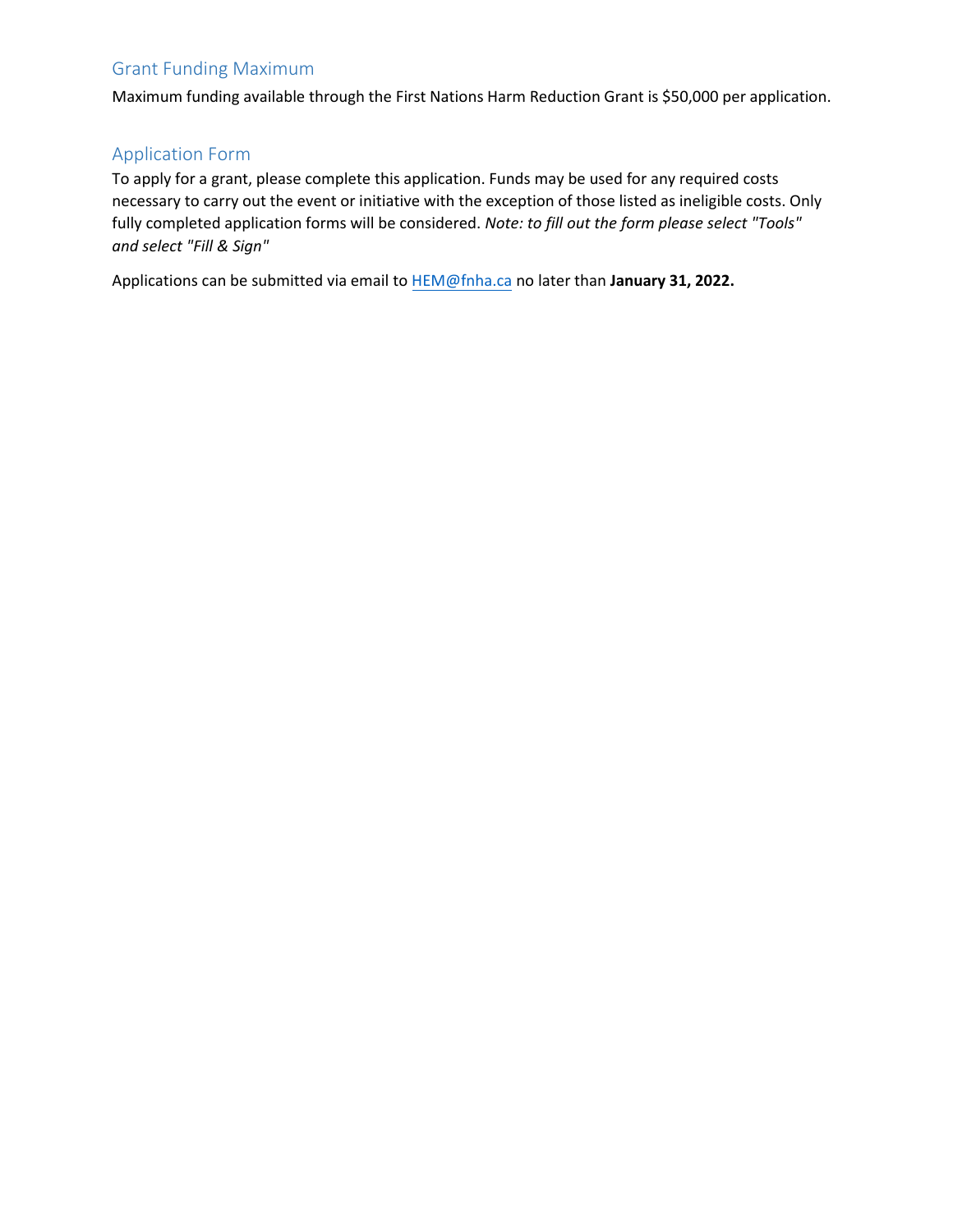## Grant Funding Maximum

Maximum funding available through the First Nations Harm Reduction Grant is $50,000 per application.

## Application Form

To apply for a grant, please complete this application. Funds may be used for any required costs necessary to carry out the event or initiative with the exception of those listed as ineligible costs. Only fully completed application forms will be considered. *Note: to fill out the form please select "Tools" and select "Fill & Sign"*

Applications can be submitted via email to [HEM@fnha.ca](mailto:HEM@fnha.ca) no later than **January 31, 2022.**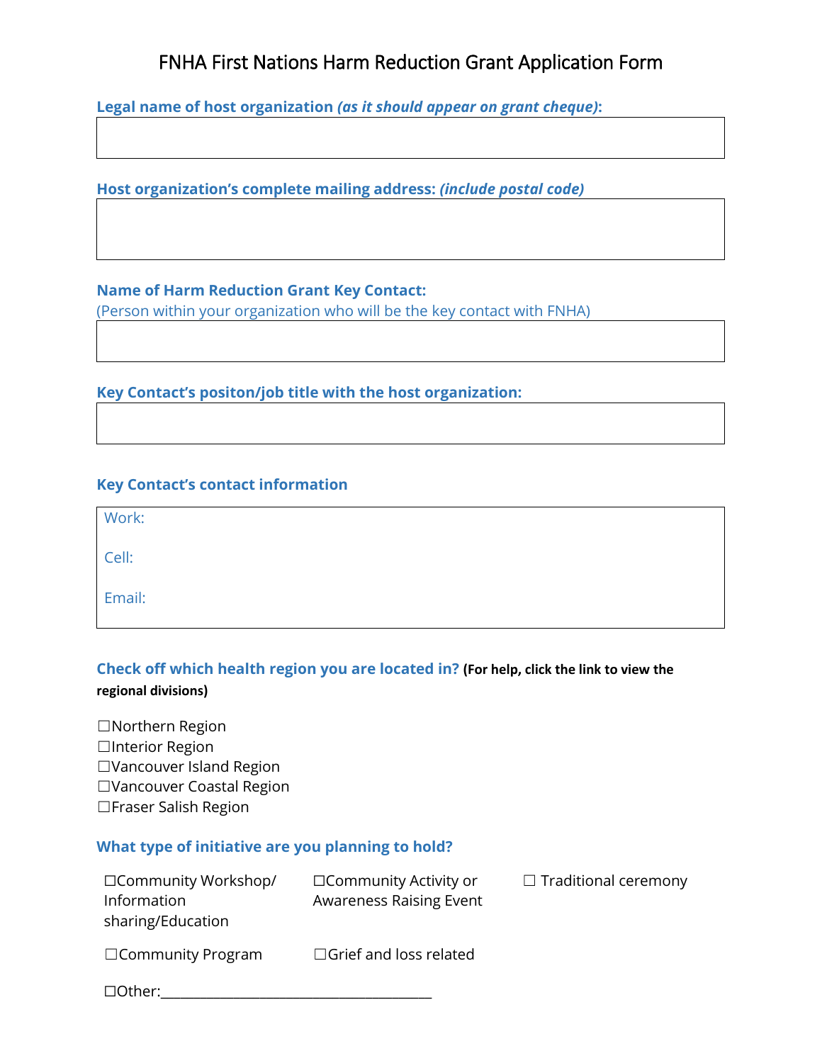# FNHA First Nations Harm Reduction Grant Application Form

**Legal name of host organization *(as it should appear on grant cheque)*:**

**Host organization's complete mailing address: *(include postal code)***

**Name of Harm Reduction Grant Key Contact:**
(Person within your organization who will be the key contact with FNHA)

**Key Contact's positon/job title with the host organization:**

**Key Contact's contact information**

Work:

Cell:

Email:

**Check off which health region you are located in? (For help, click the link to view the regional divisions)**

☐Northern Region
☐Interior Region
☐Vancouver Island Region
☐Vancouver Coastal Region
☐Fraser Salish Region

**What type of initiative are you planning to hold?**

☐Community Workshop/ Information sharing/Education
☐Community Activity or Awareness Raising Event
☐ Traditional ceremony
☐Community Program
☐Grief and loss related
☐Other:______________________________________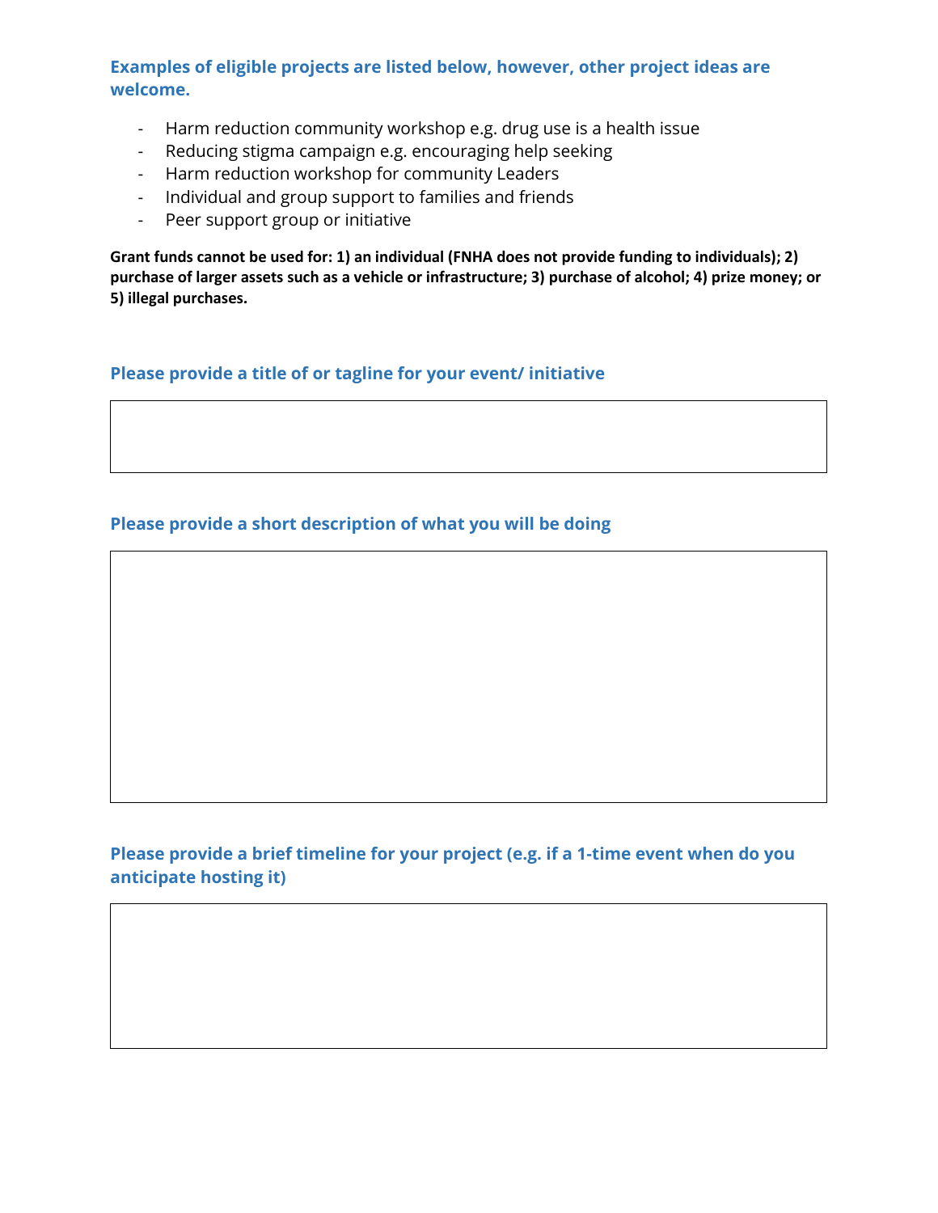### Examples of eligible projects are listed below, however, other project ideas are welcome.

- Harm reduction community workshop e.g. drug use is a health issue
- Reducing stigma campaign e.g. encouraging help seeking
- Harm reduction workshop for community Leaders
- Individual and group support to families and friends
- Peer support group or initiative

**Grant funds cannot be used for: 1) an individual (FNHA does not provide funding to individuals); 2) purchase of larger assets such as a vehicle or infrastructure; 3) purchase of alcohol; 4) prize money; or 5) illegal purchases.**

### Please provide a title of or tagline for your event/ initiative

### Please provide a short description of what you will be doing

### Please provide a brief timeline for your project (e.g. if a 1-time event when do you anticipate hosting it)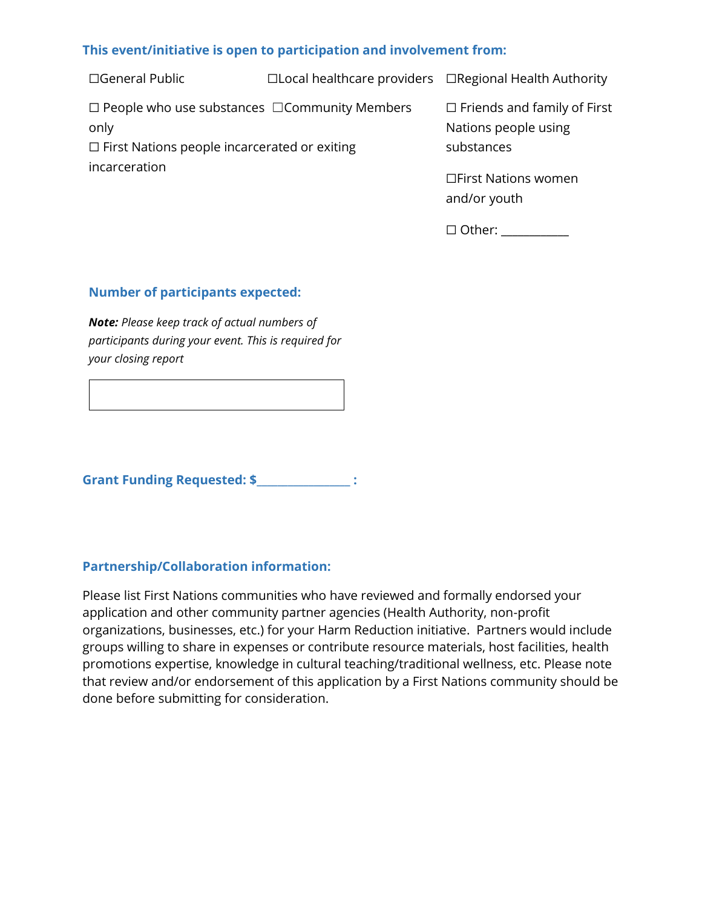### This event/initiative is open to participation and involvement from:

- ☐General Public
- ☐Local healthcare providers
- ☐Regional Health Authority
- ☐ People who use substances only
- ☐Community Members
- ☐ Friends and family of First Nations people using substances
- ☐ First Nations people incarcerated or exiting incarceration
- ☐First Nations women and/or youth
- ☐ Other: ___________

### Number of participants expected:

***Note:*** *Please keep track of actual numbers of participants during your event. This is required for your closing report*

| |
|---|
| |

### Grant Funding Requested: $_______________ :

### Partnership/Collaboration information:

Please list First Nations communities who have reviewed and formally endorsed your application and other community partner agencies (Health Authority, non-profit organizations, businesses, etc.) for your Harm Reduction initiative. Partners would include groups willing to share in expenses or contribute resource materials, host facilities, health promotions expertise, knowledge in cultural teaching/traditional wellness, etc. Please note that review and/or endorsement of this application by a First Nations community should be done before submitting for consideration.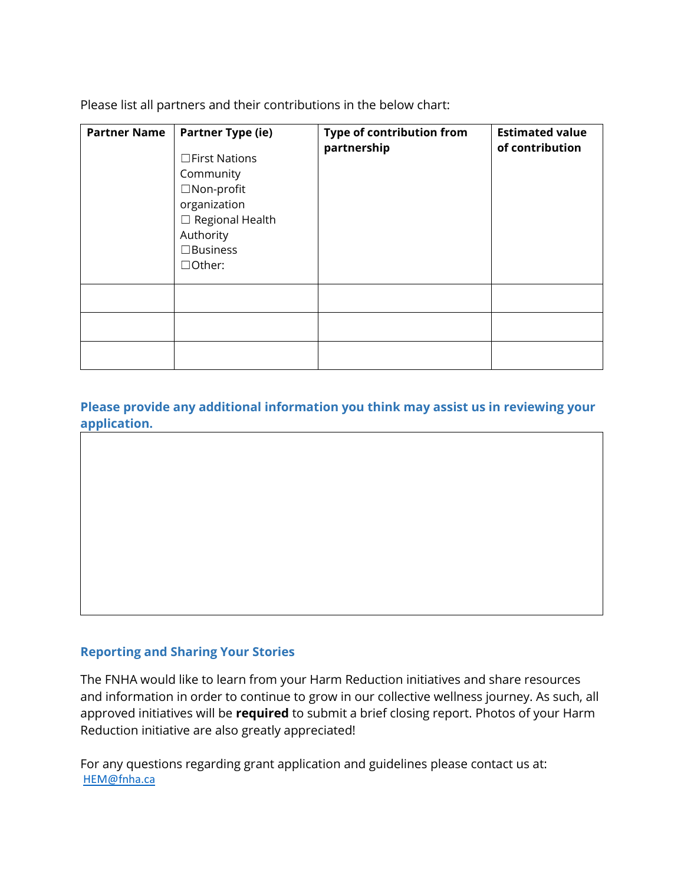Please list all partners and their contributions in the below chart:

| Partner Name | Partner Type (ie)<br><br>☐First Nations Community<br>☐Non-profit organization<br>☐ Regional Health Authority<br>☐Business<br>☐Other: | Type of contribution from partnership | Estimated value of contribution |
|---|---|---|---|
| | | | |
| | | | |
| | | | |

### Please provide any additional information you think may assist us in reviewing your application.

| |
|---|
| |

### Reporting and Sharing Your Stories

The FNHA would like to learn from your Harm Reduction initiatives and share resources and information in order to continue to grow in our collective wellness journey. As such, all approved initiatives will be **required** to submit a brief closing report. Photos of your Harm Reduction initiative are also greatly appreciated!

For any questions regarding grant application and guidelines please contact us at: HEM@fnha.ca